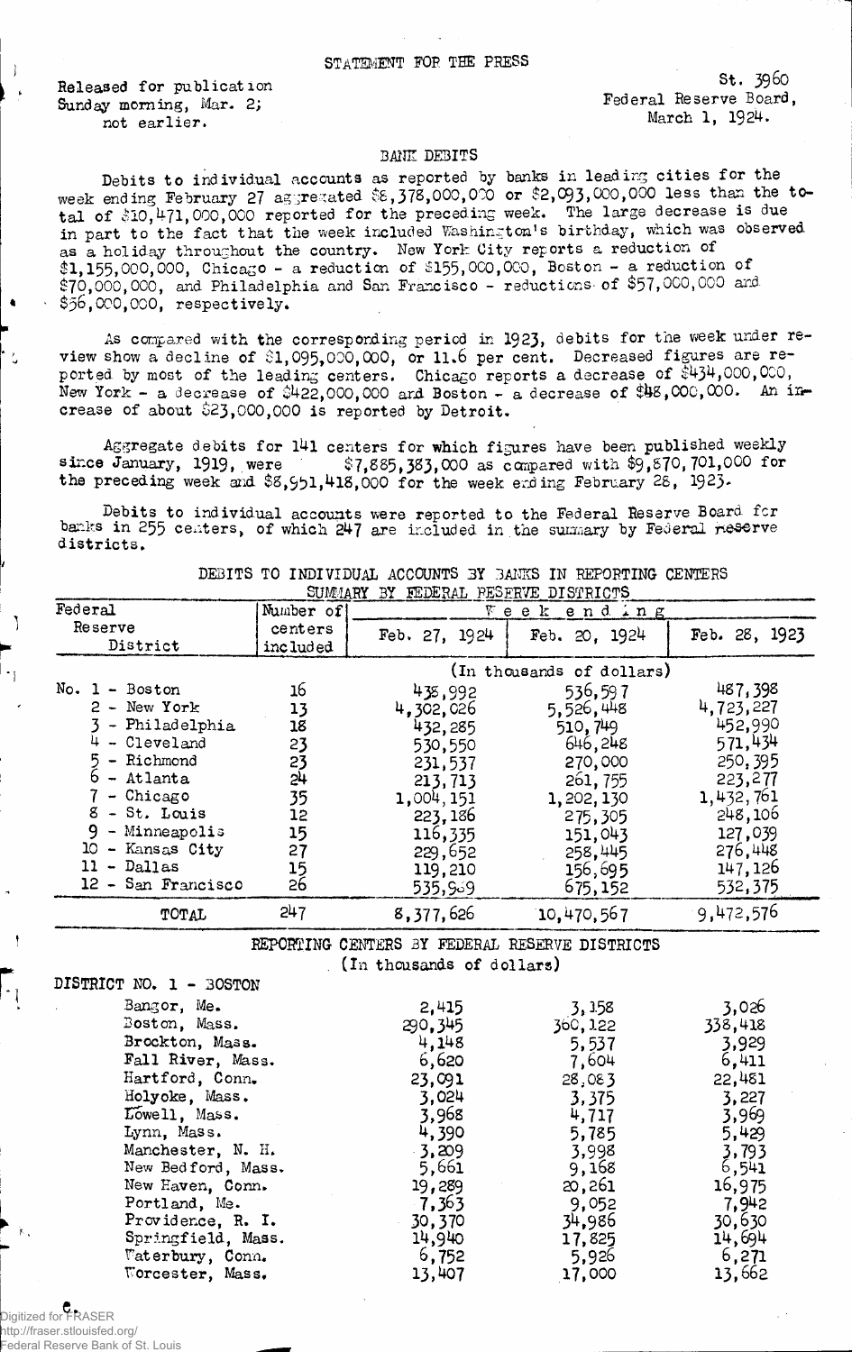STATEMENT FOR THE PRESS

Released for publication
Sunday morning, Mar. 2;
not earlier.

St. 3960
Federal Reserve Board,
March 1, 1924.

## BANK DEBITS

Debits to individual accounts as reported by banks in leading cities for the week ending February 27 aggregated $8,378,000,000 or $2,093,000,000 less than the total of $10,471,000,000 reported for the preceding week. The large decrease is due in part to the fact that the week included Washington's birthday, which was observed as a holiday throughout the country. New York City reports a reduction of $1,155,000,000, Chicago - a reduction of $155,000,000, Boston - a reduction of $70,000,000, and Philadelphia and San Francisco - reductions of $57,000,000 and $56,000,000, respectively.

As compared with the corresponding period in 1923, debits for the week under review show a decline of $1,095,000,000, or 11.6 per cent. Decreased figures are reported by most of the leading centers. Chicago reports a decrease of $434,000,000, New York - a decrease of $422,000,000 and Boston - a decrease of $48,000,000. An increase of about $23,000,000 is reported by Detroit.

Aggregate debits for 141 centers for which figures have been published weekly since January, 1919, were $7,885,383,000 as compared with $9,870,701,000 for the preceding week and $8,951,418,000 for the week ending February 28, 1923.

Debits to individual accounts were reported to the Federal Reserve Board for banks in 255 centers, of which 247 are included in the summary by Federal Reserve districts.

DEBITS TO INDIVIDUAL ACCOUNTS BY BANKS IN REPORTING CENTERS
SUMMARY BY FEDERAL RESERVE DISTRICTS

| Federal Reserve District | Number of centers included | Week ending Feb. 27, 1924 | Feb. 20, 1924 | Feb. 28, 1923 |
|---|---|---|---|---|
| | | (In thousands of dollars) | | |
| No. 1 - Boston | 16 | 438,992 | 536,597 | 487,398 |
| 2 - New York | 13 | 4,302,026 | 5,526,448 | 4,723,227 |
| 3 - Philadelphia | 18 | 432,285 | 510,749 | 452,990 |
| 4 - Cleveland | 23 | 530,550 | 646,248 | 571,434 |
| 5 - Richmond | 23 | 231,537 | 270,000 | 250,395 |
| 6 - Atlanta | 24 | 213,713 | 261,755 | 223,277 |
| 7 - Chicago | 35 | 1,004,151 | 1,202,130 | 1,432,761 |
| 8 - St. Louis | 12 | 223,186 | 275,305 | 248,106 |
| 9 - Minneapolis | 15 | 116,335 | 151,043 | 127,039 |
| 10 - Kansas City | 27 | 229,652 | 258,445 | 276,448 |
| 11 - Dallas | 15 | 119,210 | 156,695 | 147,126 |
| 12 - San Francisco | 26 | 535,969 | 675,152 | 532,375 |
| TOTAL | 247 | 8,377,626 | 10,470,567 | 9,472,576 |

REPORTING CENTERS BY FEDERAL RESERVE DISTRICTS
(In thousands of dollars)

| DISTRICT NO. 1 - BOSTON | Feb. 27, 1924 | Feb. 20, 1924 | Feb. 28, 1923 |
|---|---|---|---|
| Bangor, Me. | 2,415 | 3,158 | 3,026 |
| Boston, Mass. | 290,345 | 360,122 | 338,418 |
| Brockton, Mass. | 4,148 | 5,537 | 3,929 |
| Fall River, Mass. | 6,620 | 7,604 | 6,411 |
| Hartford, Conn. | 23,091 | 28,083 | 22,481 |
| Holyoke, Mass. | 3,024 | 3,375 | 3,227 |
| Lowell, Mass. | 3,968 | 4,717 | 3,969 |
| Lynn, Mass. | 4,390 | 5,785 | 5,429 |
| Manchester, N. H. | 3,209 | 3,998 | 3,793 |
| New Bedford, Mass. | 5,661 | 9,168 | 6,541 |
| New Haven, Conn. | 19,289 | 20,261 | 16,975 |
| Portland, Me. | 7,363 | 9,052 | 7,942 |
| Providence, R. I. | 30,370 | 34,986 | 30,630 |
| Springfield, Mass. | 14,940 | 17,825 | 14,694 |
| Waterbury, Conn. | 6,752 | 5,926 | 6,271 |
| Worcester, Mass. | 13,407 | 17,000 | 13,662 |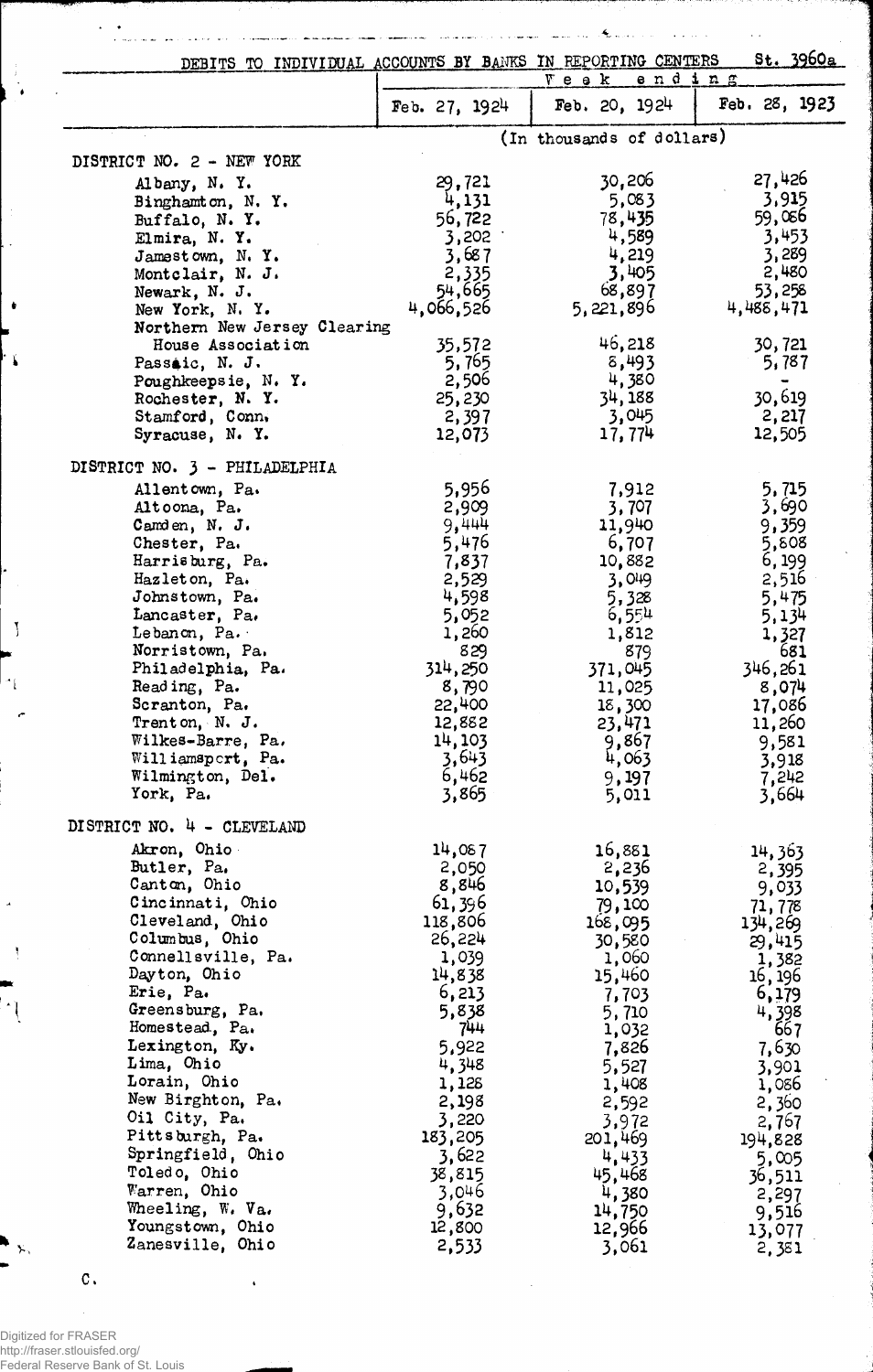DEBITS TO INDIVIDUAL ACCOUNTS BY BANKS IN REPORTING CENTERS St. 3960a

| | Week ending | | |
|---|---|---|---|
| | Feb. 27, 1924 | Feb. 20, 1924 | Feb. 28, 1923 |
| | (In thousands of dollars) | | |
| **DISTRICT NO. 2 - NEW YORK** | | | |
| Albany, N. Y. | 29,721 | 30,206 | 27,426 |
| Binghamton, N. Y. | 4,131 | 5,083 | 3,915 |
| Buffalo, N. Y. | 56,722 | 78,435 | 59,066 |
| Elmira, N. Y. | 3,202 | 4,589 | 3,453 |
| Jamestown, N. Y. | 3,687 | 4,219 | 3,289 |
| Montclair, N. J. | 2,335 | 3,405 | 2,480 |
| Newark, N. J. | 54,665 | 68,897 | 53,258 |
| New York, N. Y. | 4,066,526 | 5,221,896 | 4,488,471 |
| Northern New Jersey Clearing House Association | 35,572 | 46,218 | 30,721 |
| Passaic, N. J. | 5,765 | 8,493 | 5,787 |
| Poughkeepsie, N. Y. | 2,506 | 4,380 | - |
| Rochester, N. Y. | 25,230 | 34,188 | 30,619 |
| Stamford, Conn. | 2,397 | 3,045 | 2,217 |
| Syracuse, N. Y. | 12,073 | 17,774 | 12,505 |
| **DISTRICT NO. 3 - PHILADELPHIA** | | | |
| Allentown, Pa. | 5,956 | 7,912 | 5,715 |
| Altoona, Pa. | 2,909 | 3,707 | 3,690 |
| Camden, N. J. | 9,444 | 11,940 | 9,359 |
| Chester, Pa. | 5,476 | 6,707 | 5,808 |
| Harrisburg, Pa. | 7,837 | 10,882 | 6,199 |
| Hazleton, Pa. | 2,529 | 3,049 | 2,516 |
| Johnstown, Pa. | 4,598 | 5,328 | 5,475 |
| Lancaster, Pa. | 5,052 | 6,554 | 5,134 |
| Lebanon, Pa. | 1,260 | 1,812 | 1,327 |
| Norristown, Pa. | 829 | 879 | 681 |
| Philadelphia, Pa. | 314,250 | 371,045 | 346,261 |
| Reading, Pa. | 8,790 | 11,025 | 8,074 |
| Scranton, Pa. | 22,400 | 18,300 | 17,086 |
| Trenton, N. J. | 12,882 | 23,471 | 11,260 |
| Wilkes-Barre, Pa. | 14,103 | 9,867 | 9,581 |
| Williamsport, Pa. | 3,643 | 4,063 | 3,918 |
| Wilmington, Del. | 6,462 | 9,197 | 7,242 |
| York, Pa. | 3,865 | 5,011 | 3,664 |
| **DISTRICT NO. 4 - CLEVELAND** | | | |
| Akron, Ohio | 14,087 | 16,881 | 14,363 |
| Butler, Pa. | 2,050 | 2,236 | 2,395 |
| Canton, Ohio | 8,846 | 10,539 | 9,033 |
| Cincinnati, Ohio | 61,396 | 79,100 | 71,778 |
| Cleveland, Ohio | 118,806 | 168,095 | 134,269 |
| Columbus, Ohio | 26,224 | 30,580 | 29,415 |
| Connellsville, Pa. | 1,039 | 1,060 | 1,382 |
| Dayton, Ohio | 14,838 | 15,460 | 16,196 |
| Erie, Pa. | 6,213 | 7,703 | 6,179 |
| Greensburg, Pa. | 5,838 | 5,710 | 4,398 |
| Homestead, Pa. | 744 | 1,032 | 667 |
| Lexington, Ky. | 5,922 | 7,826 | 7,630 |
| Lima, Ohio | 4,348 | 5,527 | 3,901 |
| Lorain, Ohio | 1,128 | 1,408 | 1,086 |
| New Birghton, Pa. | 2,198 | 2,592 | 2,360 |
| Oil City, Pa. | 3,220 | 3,972 | 2,767 |
| Pittsburgh, Pa. | 183,205 | 201,469 | 194,828 |
| Springfield, Ohio | 3,622 | 4,433 | 5,005 |
| Toledo, Ohio | 38,815 | 45,468 | 36,511 |
| Warren, Ohio | 3,046 | 4,380 | 2,297 |
| Wheeling, W. Va. | 9,632 | 14,750 | 9,516 |
| Youngstown, Ohio | 12,800 | 12,966 | 13,077 |
| Zanesville, Ohio | 2,533 | 3,061 | 2,381 |

C.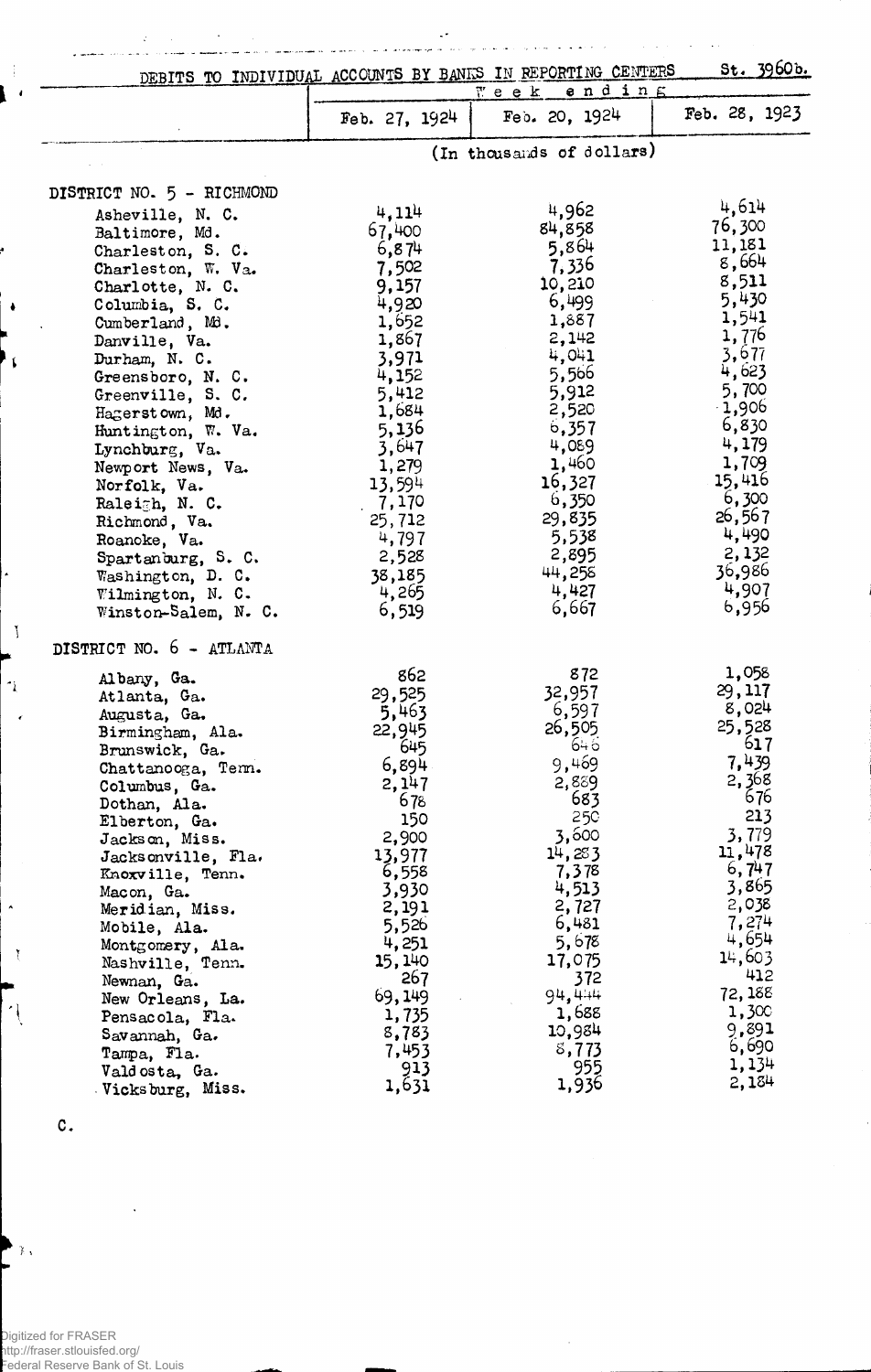St. 3960b.

DEBITS TO INDIVIDUAL ACCOUNTS BY BANKS IN REPORTING CENTERS

| | Week ending | | |
|---|---|---|---|
| | Feb. 27, 1924 | Feb. 20, 1924 | Feb. 28, 1923 |
| | (In thousands of dollars) | | |
| **DISTRICT NO. 5 - RICHMOND** | | | |
| Asheville, N. C. | 4,114 | 4,962 | 4,614 |
| Baltimore, Md. | 67,400 | 84,858 | 76,300 |
| Charleston, S. C. | 6,874 | 5,864 | 11,181 |
| Charleston, W. Va. | 7,502 | 7,336 | 8,664 |
| Charlotte, N. C. | 9,157 | 10,210 | 8,511 |
| Columbia, S. C. | 4,920 | 6,499 | 5,430 |
| Cumberland, Md. | 1,652 | 1,887 | 1,541 |
| Danville, Va. | 1,867 | 2,142 | 1,776 |
| Durham, N. C. | 3,971 | 4,041 | 3,677 |
| Greensboro, N. C. | 4,152 | 5,566 | 4,623 |
| Greenville, S. C. | 5,412 | 5,912 | 5,700 |
| Hagerstown, Md. | 1,684 | 2,520 | 1,906 |
| Huntington, W. Va. | 5,136 | 6,357 | 6,830 |
| Lynchburg, Va. | 3,647 | 4,089 | 4,179 |
| Newport News, Va. | 1,279 | 1,460 | 1,709 |
| Norfolk, Va. | 13,594 | 16,327 | 15,416 |
| Raleigh, N. C. | 7,170 | 6,350 | 6,300 |
| Richmond, Va. | 25,712 | 29,835 | 26,567 |
| Roanoke, Va. | 4,797 | 5,538 | 4,490 |
| Spartanburg, S. C. | 2,528 | 2,895 | 2,132 |
| Washington, D. C. | 38,185 | 44,258 | 36,986 |
| Wilmington, N. C. | 4,265 | 4,427 | 4,907 |
| Winston-Salem, N. C. | 6,519 | 6,667 | 6,956 |
| **DISTRICT NO. 6 - ATLANTA** | | | |
| Albany, Ga. | 862 | 872 | 1,058 |
| Atlanta, Ga. | 29,525 | 32,957 | 29,117 |
| Augusta, Ga. | 5,463 | 6,597 | 8,024 |
| Birmingham, Ala. | 22,945 | 26,505 | 25,528 |
| Brunswick, Ga. | 645 | 646 | 617 |
| Chattanooga, Tenn. | 6,894 | 9,469 | 7,439 |
| Columbus, Ga. | 2,147 | 2,889 | 2,368 |
| Dothan, Ala. | 678 | 683 | 676 |
| Elberton, Ga. | 150 | 250 | 213 |
| Jackson, Miss. | 2,900 | 3,600 | 3,779 |
| Jacksonville, Fla. | 13,977 | 14,283 | 11,478 |
| Knoxville, Tenn. | 6,558 | 7,378 | 6,747 |
| Macon, Ga. | 3,930 | 4,513 | 3,865 |
| Meridian, Miss. | 2,191 | 2,727 | 2,038 |
| Mobile, Ala. | 5,526 | 6,481 | 7,274 |
| Montgomery, Ala. | 4,251 | 5,678 | 4,654 |
| Nashville, Tenn. | 15,140 | 17,075 | 14,603 |
| Newnan, Ga. | 267 | 372 | 412 |
| New Orleans, La. | 69,149 | 94,444 | 72,188 |
| Pensacola, Fla. | 1,735 | 1,688 | 1,300 |
| Savannah, Ga. | 8,783 | 10,984 | 9,891 |
| Tampa, Fla. | 7,453 | 8,773 | 6,690 |
| Valdosta, Ga. | 913 | 955 | 1,134 |
| Vicksburg, Miss. | 1,631 | 1,936 | 2,184 |

C.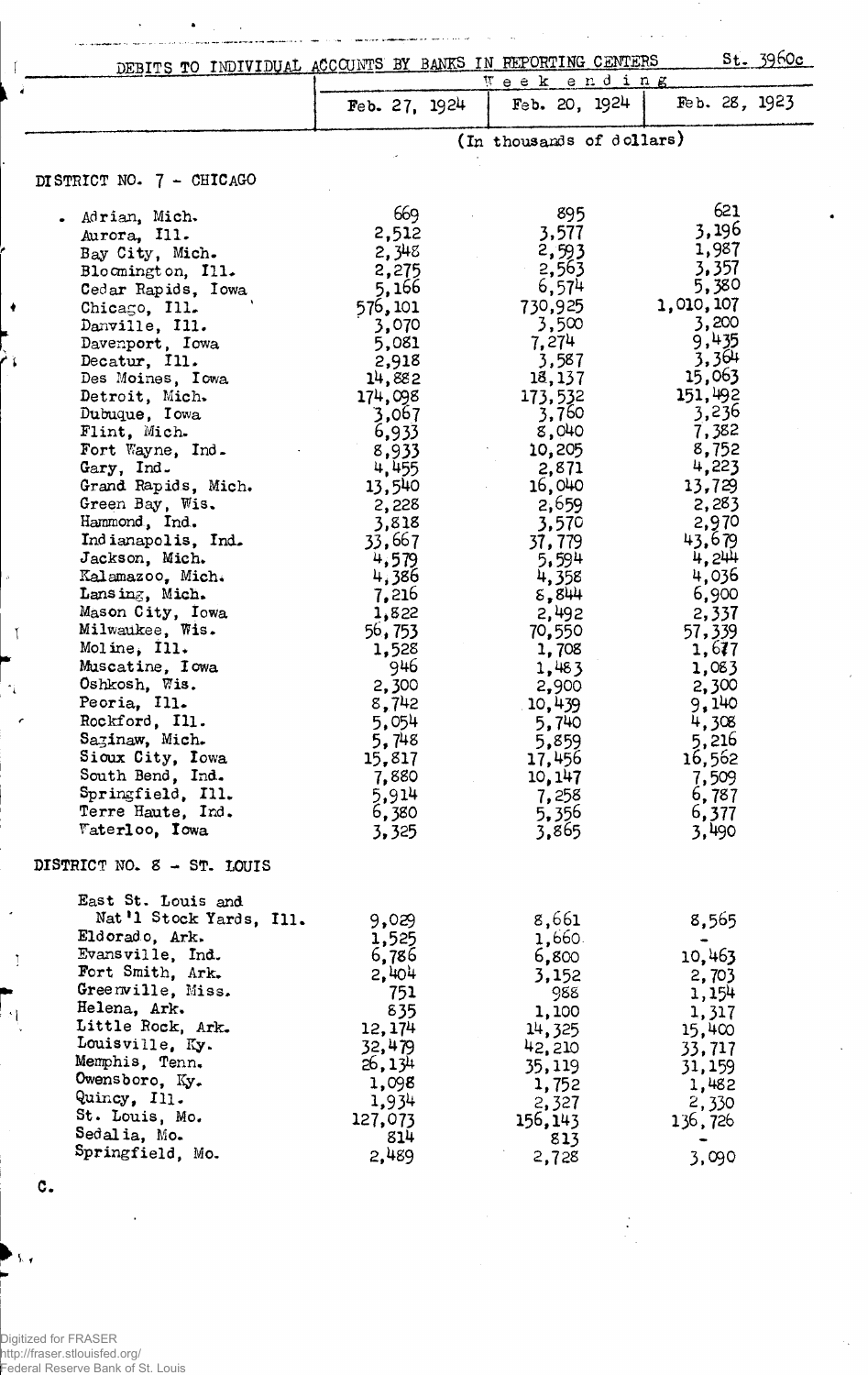St. 3960c

DEBITS TO INDIVIDUAL ACCOUNTS BY BANKS IN REPORTING CENTERS

| | Week ending | | |
|---|---|---|---|
| | Feb. 27, 1924 | Feb. 20, 1924 | Feb. 28, 1923 |
| | (In thousands of dollars) | | |
| **DISTRICT NO. 7 - CHICAGO** | | | |
| Adrian, Mich. | 669 | 895 | 621 |
| Aurora, Ill. | 2,512 | 3,577 | 3,196 |
| Bay City, Mich. | 2,348 | 2,593 | 1,987 |
| Bloomington, Ill. | 2,275 | 2,563 | 3,357 |
| Cedar Rapids, Iowa | 5,166 | 6,574 | 5,380 |
| Chicago, Ill. | 576,101 | 730,925 | 1,010,107 |
| Danville, Ill. | 3,070 | 3,500 | 3,200 |
| Davenport, Iowa | 5,081 | 7,274 | 9,435 |
| Decatur, Ill. | 2,918 | 3,587 | 3,364 |
| Des Moines, Iowa | 14,882 | 18,137 | 15,063 |
| Detroit, Mich. | 174,098 | 173,532 | 151,492 |
| Dubuque, Iowa | 3,067 | 3,760 | 3,236 |
| Flint, Mich. | 6,933 | 8,040 | 7,382 |
| Fort Wayne, Ind. | 8,933 | 10,205 | 8,752 |
| Gary, Ind. | 4,455 | 2,871 | 4,223 |
| Grand Rapids, Mich. | 13,540 | 16,040 | 13,729 |
| Green Bay, Wis. | 2,228 | 2,659 | 2,283 |
| Hammond, Ind. | 3,818 | 3,570 | 2,970 |
| Indianapolis, Ind. | 33,667 | 37,779 | 43,679 |
| Jackson, Mich. | 4,579 | 5,594 | 4,244 |
| Kalamazoo, Mich. | 4,386 | 4,358 | 4,036 |
| Lansing, Mich. | 7,216 | 8,844 | 6,900 |
| Mason City, Iowa | 1,822 | 2,492 | 2,337 |
| Milwaukee, Wis. | 56,753 | 70,550 | 57,339 |
| Moline, Ill. | 1,528 | 1,708 | 1,677 |
| Muscatine, Iowa | 946 | 1,483 | 1,083 |
| Oshkosh, Wis. | 2,300 | 2,900 | 2,300 |
| Peoria, Ill. | 8,742 | 10,439 | 9,140 |
| Rockford, Ill. | 5,054 | 5,740 | 4,308 |
| Saginaw, Mich. | 5,748 | 5,859 | 5,216 |
| Sioux City, Iowa | 15,817 | 17,456 | 16,562 |
| South Bend, Ind. | 7,880 | 10,147 | 7,509 |
| Springfield, Ill. | 5,914 | 7,258 | 6,787 |
| Terre Haute, Ind. | 6,380 | 5,356 | 6,377 |
| Waterloo, Iowa | 3,325 | 3,865 | 3,490 |
| **DISTRICT NO. 8 - ST. LOUIS** | | | |
| East St. Louis and Nat'l Stock Yards, Ill. | 9,029 | 8,661 | 8,565 |
| Eldorado, Ark. | 1,525 | 1,660 | - |
| Evansville, Ind. | 6,786 | 6,800 | 10,463 |
| Fort Smith, Ark. | 2,404 | 3,152 | 2,703 |
| Greenville, Miss. | 751 | 988 | 1,154 |
| Helena, Ark. | 835 | 1,100 | 1,317 |
| Little Rock, Ark. | 12,174 | 14,325 | 15,400 |
| Louisville, Ky. | 32,479 | 42,210 | 33,717 |
| Memphis, Tenn. | 26,134 | 35,119 | 31,159 |
| Owensboro, Ky. | 1,098 | 1,752 | 1,482 |
| Quincy, Ill. | 1,934 | 2,327 | 2,330 |
| St. Louis, Mo. | 127,073 | 156,143 | 136,726 |
| Sedalia, Mo. | 814 | 813 | - |
| Springfield, Mo. | 2,489 | 2,728 | 3,090 |

C.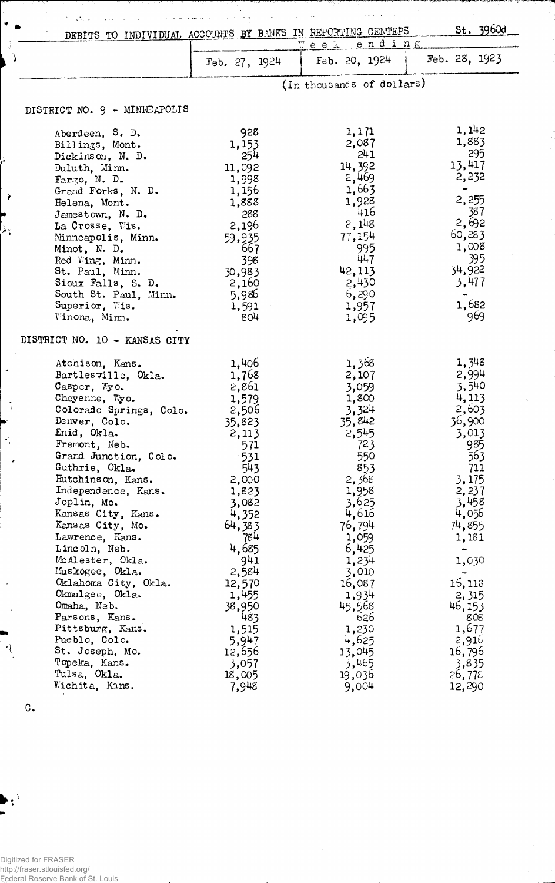DEBITS TO INDIVIDUAL ACCOUNTS BY BANKS IN REPORTING CENTERS St. 3960d

| | Week ending | | |
|---|---|---|---|
| | Feb. 27, 1924 | Feb. 20, 1924 | Feb. 28, 1923 |
| | (In thousands of dollars) | | |
| **DISTRICT NO. 9 - MINNEAPOLIS** | | | |
| Aberdeen, S. D. | 928 | 1,171 | 1,142 |
| Billings, Mont. | 1,153 | 2,087 | 1,883 |
| Dickinson, N. D. | 254 | 241 | 295 |
| Duluth, Minn. | 11,092 | 14,392 | 13,417 |
| Fargo, N. D. | 1,998 | 2,469 | 2,232 |
| Grand Forks, N. D. | 1,156 | 1,663 | - |
| Helena, Mont. | 1,888 | 1,928 | 2,255 |
| Jamestown, N. D. | 288 | 416 | 387 |
| La Crosse, Wis. | 2,196 | 2,148 | 2,692 |
| Minneapolis, Minn. | 59,935 | 77,154 | 60,283 |
| Minot, N. D. | 667 | 995 | 1,008 |
| Red Wing, Minn. | 398 | 447 | 395 |
| St. Paul, Minn. | 30,983 | 42,113 | 34,922 |
| Sioux Falls, S. D. | 2,160 | 2,430 | 3,477 |
| South St. Paul, Minn. | 5,986 | 6,290 | - |
| Superior, Wis. | 1,591 | 1,957 | 1,682 |
| Winona, Minn. | 804 | 1,095 | 969 |
| **DISTRICT NO. 10 - KANSAS CITY** | | | |
| Atchison, Kans. | 1,406 | 1,368 | 1,348 |
| Bartlesville, Okla. | 1,768 | 2,107 | 2,994 |
| Casper, Wyo. | 2,861 | 3,059 | 3,540 |
| Cheyenne, Wyo. | 1,579 | 1,800 | 4,113 |
| Colorado Springs, Colo. | 2,506 | 3,324 | 2,603 |
| Denver, Colo. | 35,823 | 35,842 | 36,900 |
| Enid, Okla. | 2,113 | 2,545 | 3,013 |
| Fremont, Neb. | 571 | 723 | 985 |
| Grand Junction, Colo. | 531 | 550 | 563 |
| Guthrie, Okla. | 543 | 853 | 711 |
| Hutchinson, Kans. | 2,000 | 2,368 | 3,175 |
| Independence, Kans. | 1,823 | 1,958 | 2,237 |
| Joplin, Mo. | 3,082 | 3,625 | 3,458 |
| Kansas City, Kans. | 4,352 | 4,616 | 4,056 |
| Kansas City, Mo. | 64,383 | 76,794 | 74,855 |
| Lawrence, Kans. | 784 | 1,059 | 1,181 |
| Lincoln, Neb. | 4,685 | 6,425 | - |
| McAlester, Okla. | 941 | 1,234 | 1,030 |
| Muskogee, Okla. | 2,584 | 3,010 | - |
| Oklahoma City, Okla. | 12,570 | 16,087 | 16,118 |
| Okmulgee, Okla. | 1,455 | 1,934 | 2,315 |
| Omaha, Neb. | 38,950 | 45,568 | 46,153 |
| Parsons, Kans. | 483 | 626 | 808 |
| Pittsburg, Kans. | 1,515 | 1,230 | 1,677 |
| Pueblo, Colo. | 5,947 | 4,625 | 2,916 |
| St. Joseph, Mo. | 12,656 | 13,045 | 16,796 |
| Topeka, Kans. | 3,057 | 3,465 | 3,835 |
| Tulsa, Okla. | 18,005 | 19,036 | 26,778 |
| Wichita, Kans. | 7,948 | 9,004 | 12,290 |

C.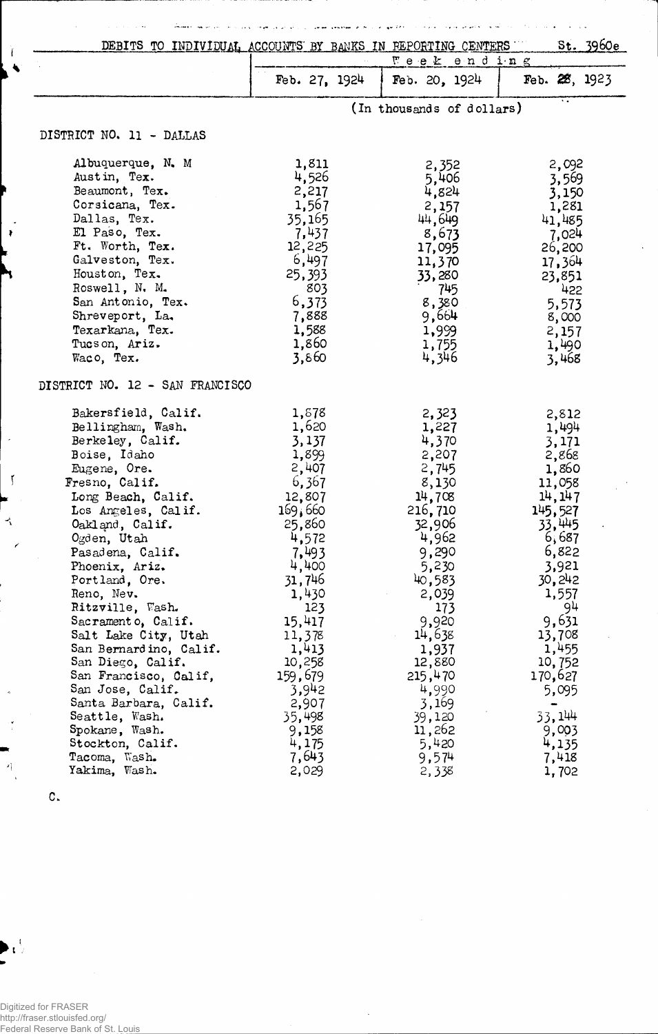DEBITS TO INDIVIDUAL ACCOUNTS BY BANKS IN REPORTING CENTERS St. 3960e

| | Week ending | | |
|---|---|---|---|
| | Feb. 27, 1924 | Feb. 20, 1924 | Feb. 28, 1923 |
| | (In thousands of dollars) | | |
| **DISTRICT NO. 11 - DALLAS** | | | |
| Albuquerque, N. M | 1,811 | 2,352 | 2,092 |
| Austin, Tex. | 4,526 | 5,406 | 3,569 |
| Beaumont, Tex. | 2,217 | 4,824 | 3,150 |
| Corsicana, Tex. | 1,567 | 2,157 | 1,281 |
| Dallas, Tex. | 35,165 | 44,649 | 41,485 |
| El Paso, Tex. | 7,437 | 8,673 | 7,024 |
| Ft. Worth, Tex. | 12,225 | 17,095 | 26,200 |
| Galveston, Tex. | 6,497 | 11,370 | 17,364 |
| Houston, Tex. | 25,393 | 33,280 | 23,851 |
| Roswell, N. M. | 803 | 745 | 422 |
| San Antonio, Tex. | 6,373 | 8,380 | 5,573 |
| Shreveport, La. | 7,888 | 9,664 | 8,000 |
| Texarkana, Tex. | 1,588 | 1,999 | 2,157 |
| Tucson, Ariz. | 1,860 | 1,755 | 1,490 |
| Waco, Tex. | 3,860 | 4,346 | 3,468 |
| **DISTRICT NO. 12 - SAN FRANCISCO** | | | |
| Bakersfield, Calif. | 1,878 | 2,323 | 2,812 |
| Bellingham, Wash. | 1,620 | 1,227 | 1,494 |
| Berkeley, Calif. | 3,137 | 4,370 | 3,171 |
| Boise, Idaho | 1,899 | 2,207 | 2,868 |
| Eugene, Ore. | 2,407 | 2,745 | 1,860 |
| Fresno, Calif. | 6,367 | 8,130 | 11,058 |
| Long Beach, Calif. | 12,807 | 14,708 | 14,147 |
| Los Angeles, Calif. | 169,660 | 216,710 | 145,527 |
| Oakland, Calif. | 25,860 | 32,906 | 33,445 |
| Ogden, Utah | 4,572 | 4,962 | 6,687 |
| Pasadena, Calif. | 7,493 | 9,290 | 6,822 |
| Phoenix, Ariz. | 4,400 | 5,230 | 3,921 |
| Portland, Ore. | 31,746 | 40,583 | 30,242 |
| Reno, Nev. | 1,430 | 2,039 | 1,557 |
| Ritzville, Wash. | 123 | 173 | 94 |
| Sacramento, Calif. | 15,417 | 9,920 | 9,631 |
| Salt Lake City, Utah | 11,378 | 14,638 | 13,708 |
| San Bernardino, Calif. | 1,413 | 1,937 | 1,455 |
| San Diego, Calif. | 10,258 | 12,880 | 10,752 |
| San Francisco, Calif. | 159,679 | 215,470 | 170,627 |
| San Jose, Calif. | 3,942 | 4,990 | 5,095 |
| Santa Barbara, Calif. | 2,907 | 3,169 | - |
| Seattle, Wash. | 35,498 | 39,120 | 33,144 |
| Spokane, Wash. | 9,158 | 11,262 | 9,003 |
| Stockton, Calif. | 4,175 | 5,420 | 4,135 |
| Tacoma, Wash. | 7,643 | 9,574 | 7,418 |
| Yakima, Wash. | 2,029 | 2,338 | 1,702 |

C.